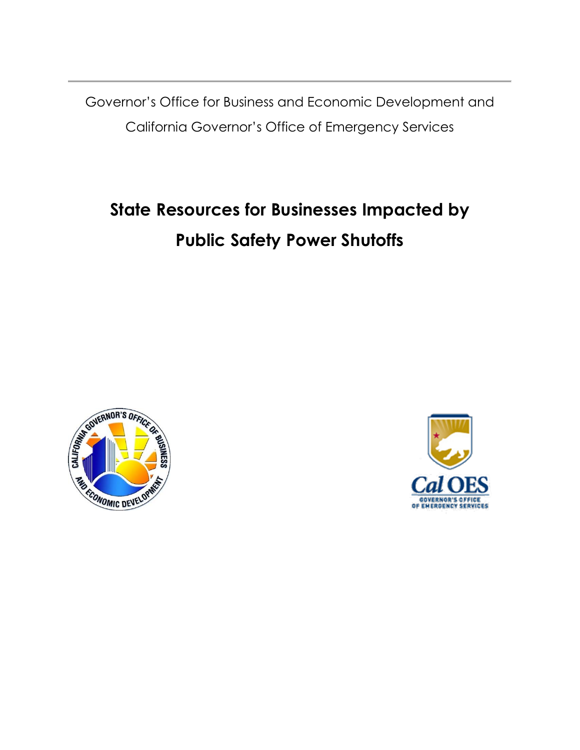Governor's Office for Business and Economic Development and

California Governor's Office of Emergency Services

# State Resources for Businesses Impacted by Public Safety Power Shutoffs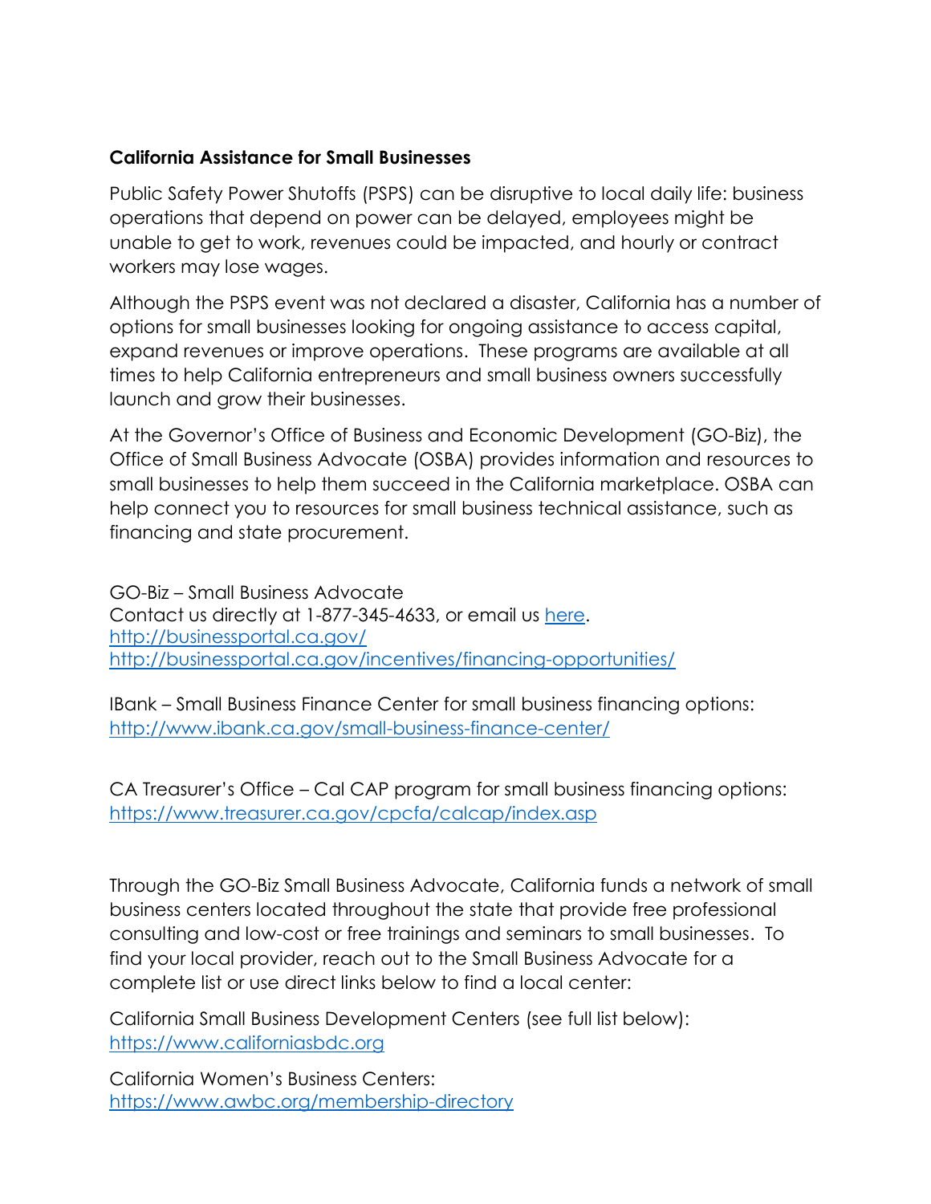**California Assistance for Small Businesses**

Public Safety Power Shutoffs (PSPS) can be disruptive to local daily life: business operations that depend on power can be delayed, employees might be unable to get to work, revenues could be impacted, and hourly or contract workers may lose wages.

Although the PSPS event was not declared a disaster, California has a number of options for small businesses looking for ongoing assistance to access capital, expand revenues or improve operations. These programs are available at all times to help California entrepreneurs and small business owners successfully launch and grow their businesses.

At the Governor's Office of Business and Economic Development (GO-Biz), the Office of Small Business Advocate (OSBA) provides information and resources to small businesses to help them succeed in the California marketplace. OSBA can help connect you to resources for small business technical assistance, such as financing and state procurement.

GO-Biz – Small Business Advocate
Contact us directly at 1-877-345-4633, or email us here.
http://businessportal.ca.gov/
http://businessportal.ca.gov/incentives/financing-opportunities/

IBank – Small Business Finance Center for small business financing options:
http://www.ibank.ca.gov/small-business-finance-center/

CA Treasurer's Office – Cal CAP program for small business financing options:
https://www.treasurer.ca.gov/cpcfa/calcap/index.asp

Through the GO-Biz Small Business Advocate, California funds a network of small business centers located throughout the state that provide free professional consulting and low-cost or free trainings and seminars to small businesses. To find your local provider, reach out to the Small Business Advocate for a complete list or use direct links below to find a local center:

California Small Business Development Centers (see full list below):
https://www.californiasbdc.org

California Women's Business Centers:
https://www.awbc.org/membership-directory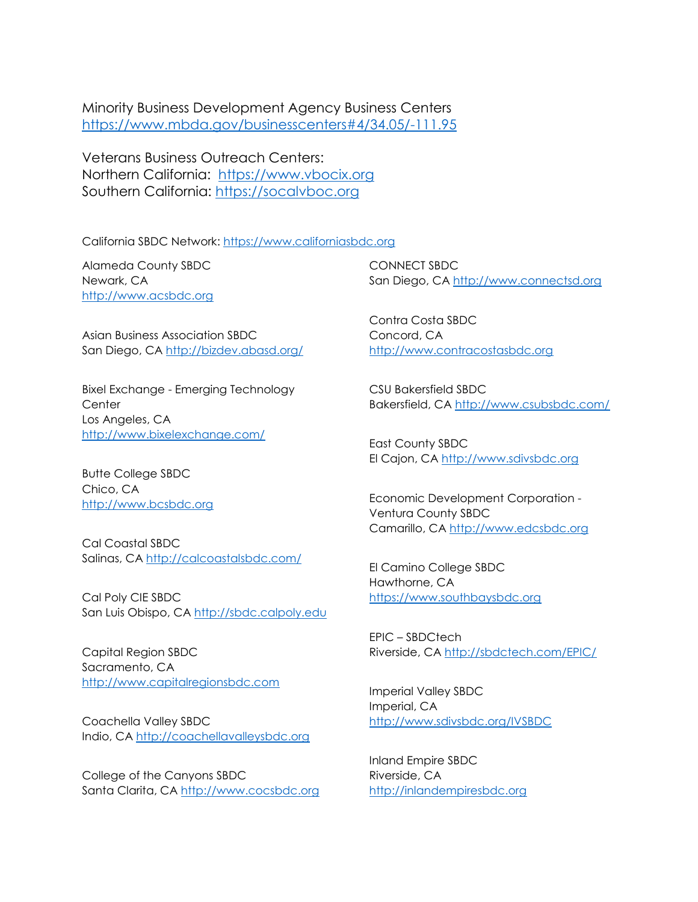Minority Business Development Agency Business Centers
https://www.mbda.gov/businesscenters#4/34.05/-111.95

Veterans Business Outreach Centers:
Northern California: https://www.vbocix.org
Southern California: https://socalvboc.org

California SBDC Network: https://www.californiasbdc.org

Alameda County SBDC
Newark, CA
http://www.acsbdc.org

Asian Business Association SBDC
San Diego, CA http://bizdev.abasd.org/

Bixel Exchange - Emerging Technology Center
Los Angeles, CA
http://www.bixelexchange.com/

Butte College SBDC
Chico, CA
http://www.bcsbdc.org

Cal Coastal SBDC
Salinas, CA http://calcoastalsbdc.com/

Cal Poly CIE SBDC
San Luis Obispo, CA http://sbdc.calpoly.edu

Capital Region SBDC
Sacramento, CA
http://www.capitalregionsbdc.com

Coachella Valley SBDC
Indio, CA http://coachellavalleysbdc.org

College of the Canyons SBDC
Santa Clarita, CA http://www.cocsbdc.org

CONNECT SBDC
San Diego, CA http://www.connectsd.org

Contra Costa SBDC
Concord, CA
http://www.contracostasbdc.org

CSU Bakersfield SBDC
Bakersfield, CA http://www.csubsbdc.com/

East County SBDC
El Cajon, CA http://www.sdivsbdc.org

Economic Development Corporation - Ventura County SBDC
Camarillo, CA http://www.edcsbdc.org

El Camino College SBDC
Hawthorne, CA
https://www.southbaysbdc.org

EPIC – SBDCtech
Riverside, CA http://sbdctech.com/EPIC/

Imperial Valley SBDC
Imperial, CA
http://www.sdivsbdc.org/IVSBDC

Inland Empire SBDC
Riverside, CA
http://inlandempiresbdc.org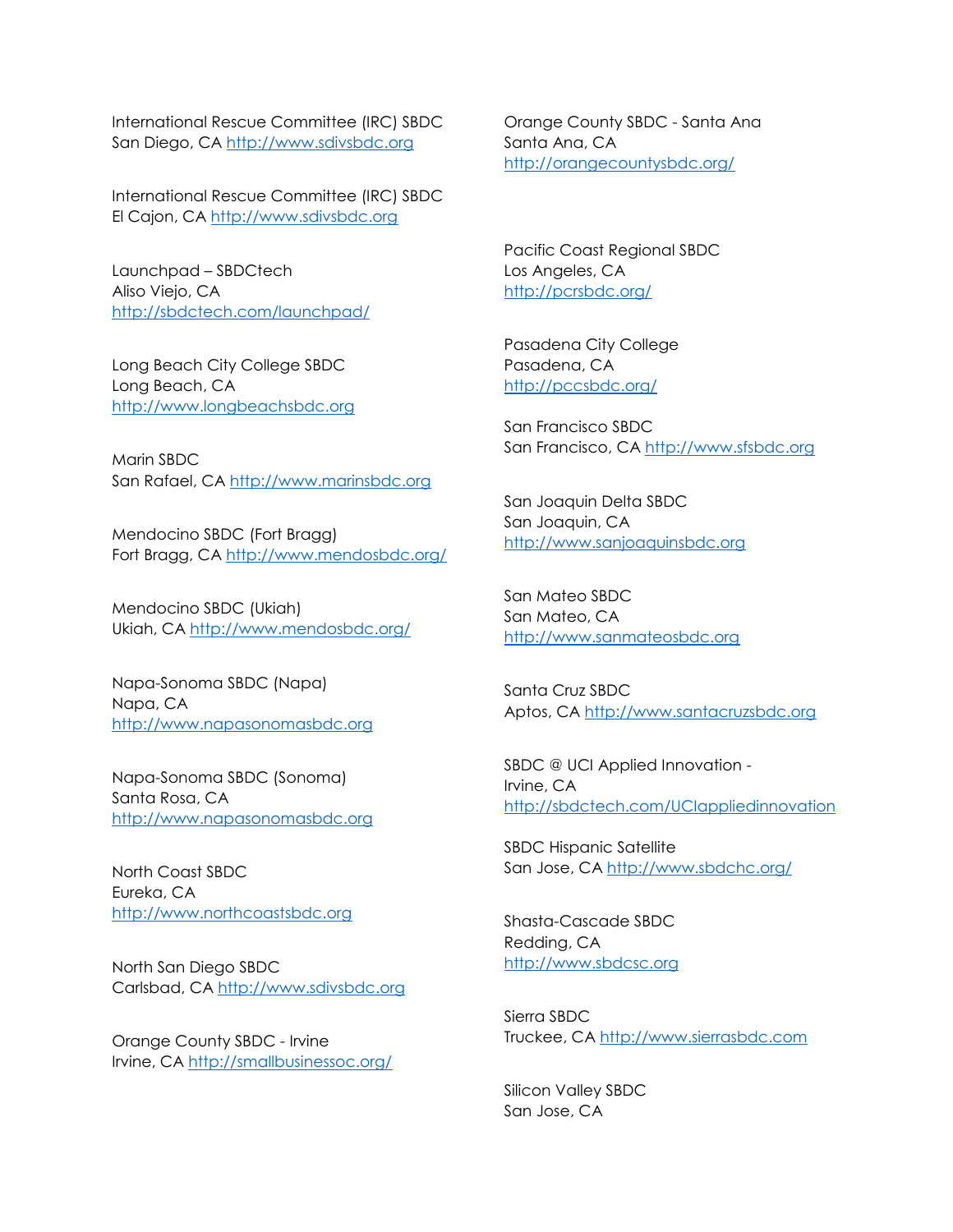International Rescue Committee (IRC) SBDC
San Diego, CA http://www.sdivsbdc.org

International Rescue Committee (IRC) SBDC
El Cajon, CA http://www.sdivsbdc.org

Launchpad – SBDCtech
Aliso Viejo, CA
http://sbdctech.com/launchpad/

Long Beach City College SBDC
Long Beach, CA
http://www.longbeachsbdc.org

Marin SBDC
San Rafael, CA http://www.marinsbdc.org

Mendocino SBDC (Fort Bragg)
Fort Bragg, CA http://www.mendosbdc.org/

Mendocino SBDC (Ukiah)
Ukiah, CA http://www.mendosbdc.org/

Napa-Sonoma SBDC (Napa)
Napa, CA
http://www.napasonomasbdc.org

Napa-Sonoma SBDC (Sonoma)
Santa Rosa, CA
http://www.napasonomasbdc.org

North Coast SBDC
Eureka, CA
http://www.northcoastsbdc.org

North San Diego SBDC
Carlsbad, CA http://www.sdivsbdc.org

Orange County SBDC - Irvine
Irvine, CA http://smallbusinessoc.org/

Orange County SBDC - Santa Ana
Santa Ana, CA
http://orangecountysbdc.org/

Pacific Coast Regional SBDC
Los Angeles, CA
http://pcrsbdc.org/

Pasadena City College
Pasadena, CA
http://pccsbdc.org/

San Francisco SBDC
San Francisco, CA http://www.sfsbdc.org

San Joaquin Delta SBDC
San Joaquin, CA
http://www.sanjoaquinsbdc.org

San Mateo SBDC
San Mateo, CA
http://www.sanmateosbdc.org

Santa Cruz SBDC
Aptos, CA http://www.santacruzsbdc.org

SBDC @ UCI Applied Innovation -
Irvine, CA
http://sbdctech.com/UCIappliedinnovation

SBDC Hispanic Satellite
San Jose, CA http://www.sbdchc.org/

Shasta-Cascade SBDC
Redding, CA
http://www.sbdcsc.org

Sierra SBDC
Truckee, CA http://www.sierrasbdc.com

Silicon Valley SBDC
San Jose, CA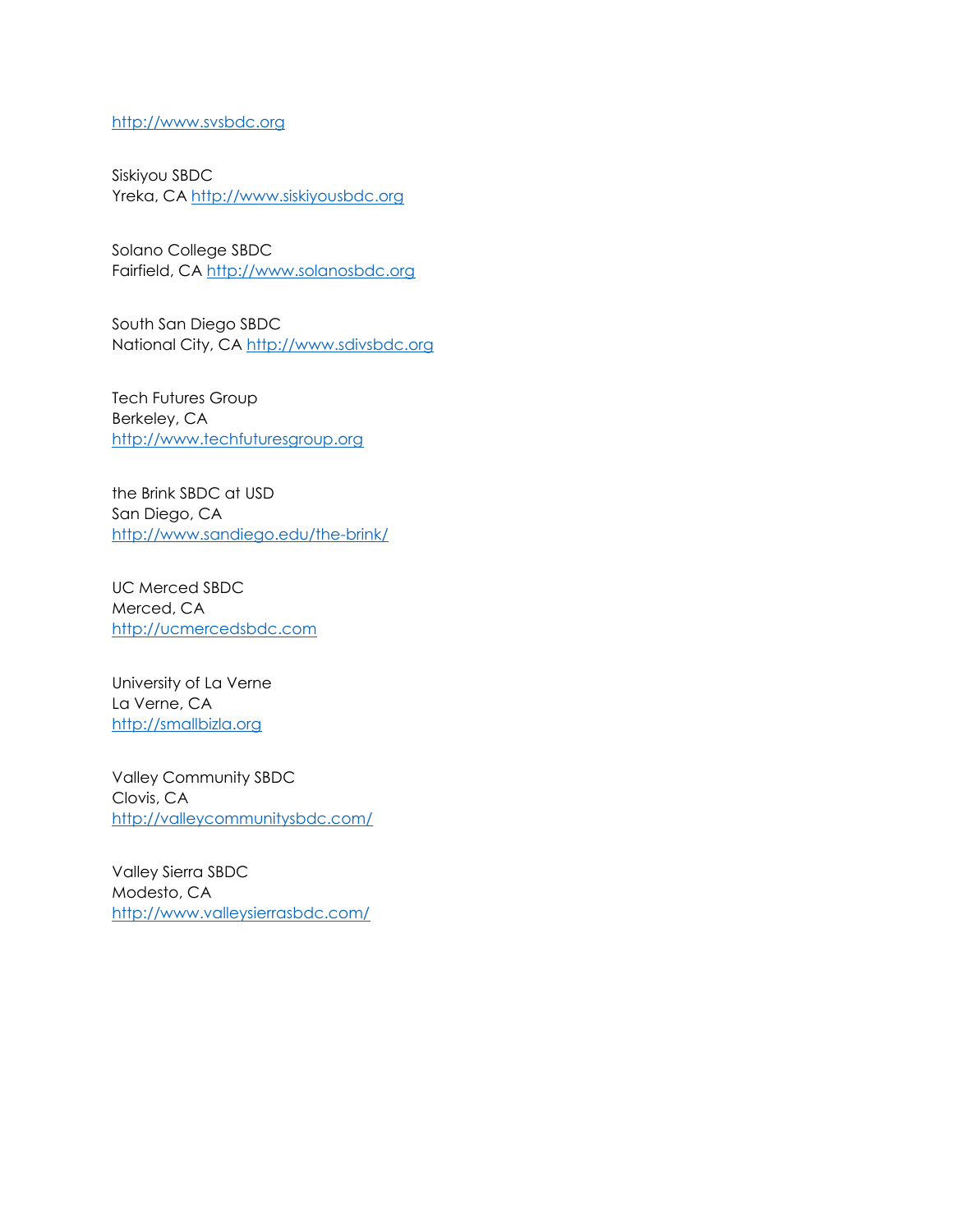http://www.svsbdc.org

Siskiyou SBDC
Yreka, CA http://www.siskiyousbdc.org

Solano College SBDC
Fairfield, CA http://www.solanosbdc.org

South San Diego SBDC
National City, CA http://www.sdivsbdc.org

Tech Futures Group
Berkeley, CA
http://www.techfuturesgroup.org

the Brink SBDC at USD
San Diego, CA
http://www.sandiego.edu/the-brink/

UC Merced SBDC
Merced, CA
http://ucmercedsbdc.com

University of La Verne
La Verne, CA
http://smallbizla.org

Valley Community SBDC
Clovis, CA
http://valleycommunitysbdc.com/

Valley Sierra SBDC
Modesto, CA
http://www.valleysierrasbdc.com/